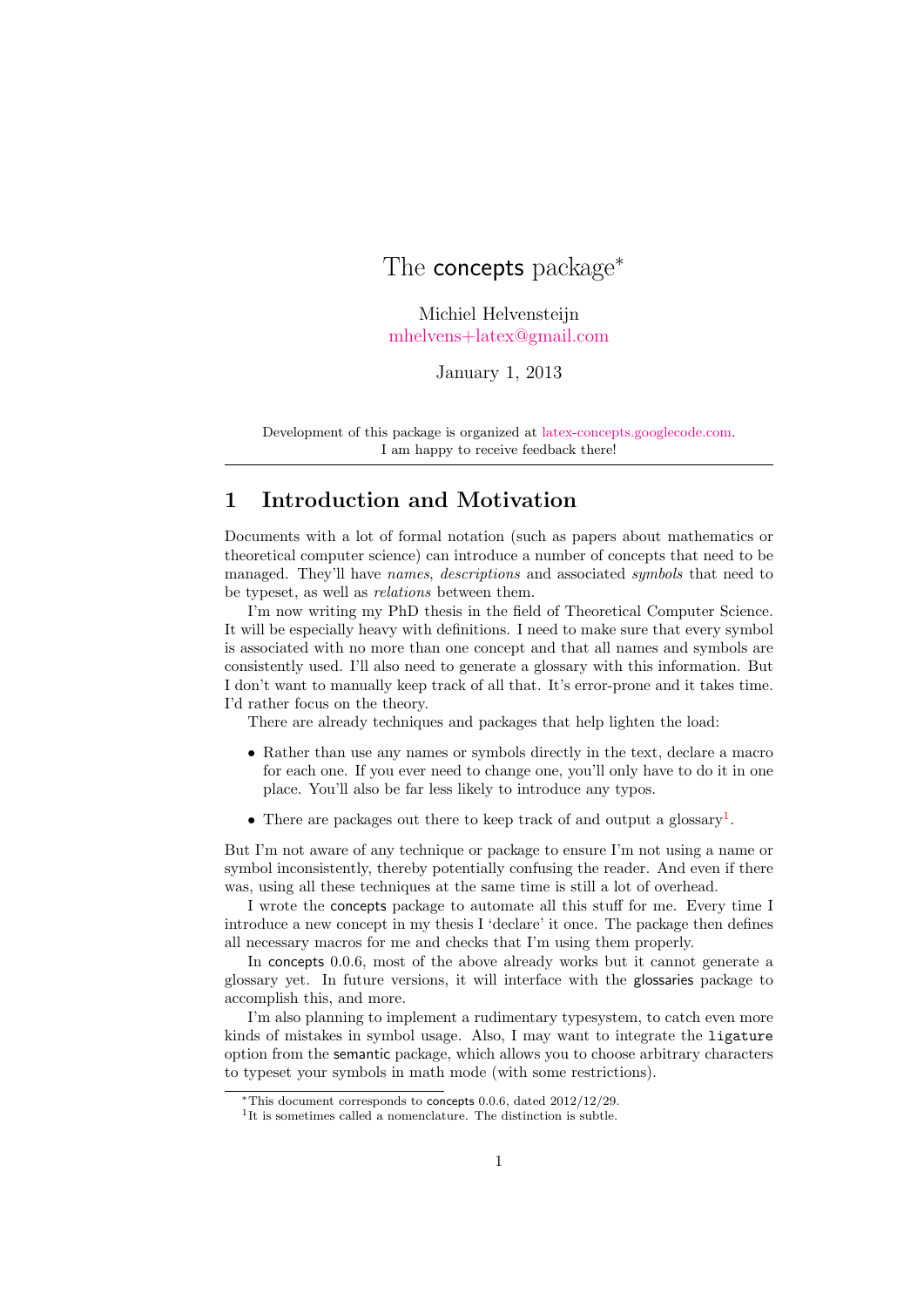# The concepts package*

Michiel Helvensteijn
mhelvens+latex@gmail.com

January 1, 2013

Development of this package is organized at latex-concepts.googlecode.com.
I am happy to receive feedback there!

---

## 1 Introduction and Motivation

Documents with a lot of formal notation (such as papers about mathematics or theoretical computer science) can introduce a number of concepts that need to be managed. They'll have *names*, *descriptions* and associated *symbols* that need to be typeset, as well as *relations* between them.

I'm now writing my PhD thesis in the field of Theoretical Computer Science. It will be especially heavy with definitions. I need to make sure that every symbol is associated with no more than one concept and that all names and symbols are consistently used. I'll also need to generate a glossary with this information. But I don't want to manually keep track of all that. It's error-prone and it takes time. I'd rather focus on the theory.

There are already techniques and packages that help lighten the load:

- Rather than use any names or symbols directly in the text, declare a macro for each one. If you ever need to change one, you'll only have to do it in one place. You'll also be far less likely to introduce any typos.
- There are packages out there to keep track of and output a glossary[1].

But I'm not aware of any technique or package to ensure I'm not using a name or symbol inconsistently, thereby potentially confusing the reader. And even if there was, using all these techniques at the same time is still a lot of overhead.

I wrote the concepts package to automate all this stuff for me. Every time I introduce a new concept in my thesis I 'declare' it once. The package then defines all necessary macros for me and checks that I'm using them properly.

In concepts 0.0.6, most of the above already works but it cannot generate a glossary yet. In future versions, it will interface with the glossaries package to accomplish this, and more.

I'm also planning to implement a rudimentary typesystem, to catch even more kinds of mistakes in symbol usage. Also, I may want to integrate the `ligature` option from the semantic package, which allows you to choose arbitrary characters to typeset your symbols in math mode (with some restrictions).

---

*This document corresponds to concepts 0.0.6, dated 2012/12/29.

[1] It is sometimes called a nomenclature. The distinction is subtle.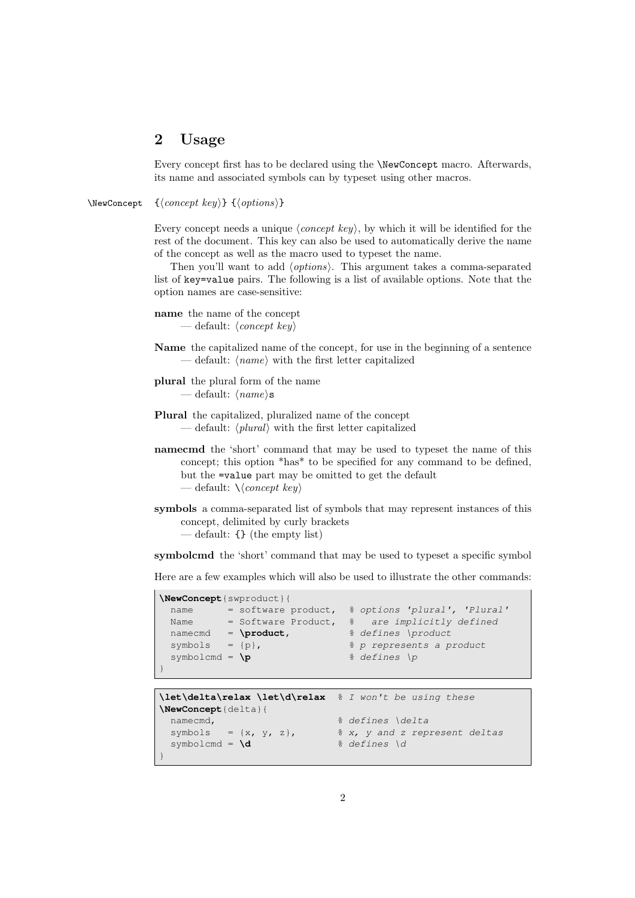## 2 Usage

Every concept first has to be declared using the `\NewConcept` macro. Afterwards, its name and associated symbols can by typeset using other macros.

`\NewConcept` {⟨*concept key*⟩} {⟨*options*⟩}

Every concept needs a unique ⟨*concept key*⟩, by which it will be identified for the rest of the document. This key can also be used to automatically derive the name of the concept as well as the macro used to typeset the name.

Then you'll want to add ⟨*options*⟩. This argument takes a comma-separated list of `key=value` pairs. The following is a list of available options. Note that the option names are case-sensitive:

**name** the name of the concept
— default: ⟨*concept key*⟩

**Name** the capitalized name of the concept, for use in the beginning of a sentence
— default: ⟨*name*⟩ with the first letter capitalized

**plural** the plural form of the name
— default: ⟨*name*⟩`s`

**Plural** the capitalized, pluralized name of the concept
— default: ⟨*plural*⟩ with the first letter capitalized

**namecmd** the 'short' command that may be used to typeset the name of this concept; this option *has* to be specified for any command to be defined, but the `=value` part may be omitted to get the default
— default: `\`⟨*concept key*⟩

**symbols** a comma-separated list of symbols that may represent instances of this concept, delimited by curly brackets
— default: `{}` (the empty list)

**symbolcmd** the 'short' command that may be used to typeset a specific symbol

Here are a few examples which will also be used to illustrate the other commands:

```
\NewConcept{swproduct}{
  name      = software product,  % options 'plural', 'Plural'
  Name      = Software Product,  %   are implicitly defined
  namecmd   = \product,          % defines \product
  symbols   = {p},               % p represents a product
  symbolcmd = \p                 % defines \p
}
```

```
\let\delta\relax \let\d\relax  % I won't be using these
\NewConcept{delta}{
  namecmd,                       % defines \delta
  symbols   = {x, y, z},         % x, y and z represent deltas
  symbolcmd = \d                 % defines \d
}
```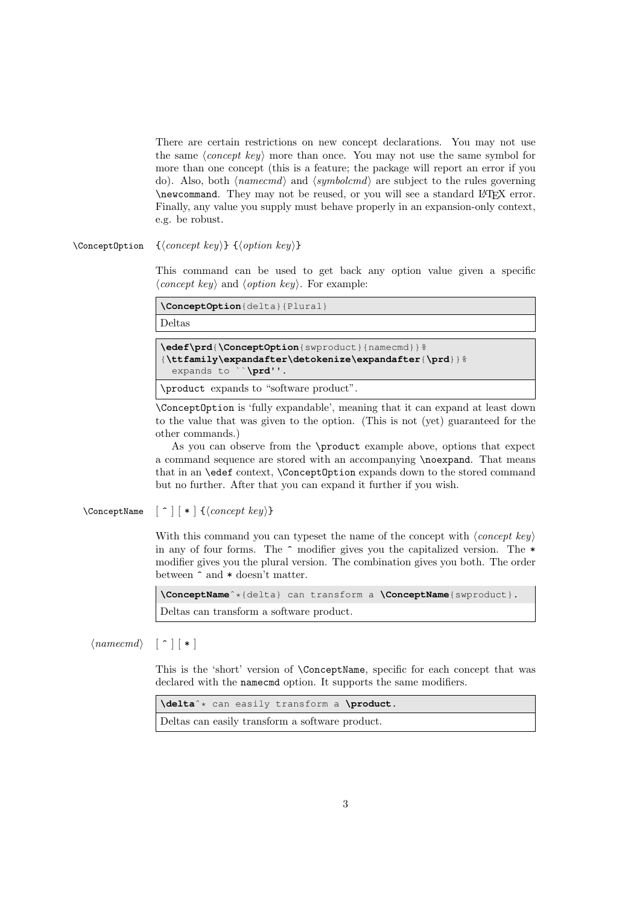There are certain restrictions on new concept declarations. You may not use the same ⟨*concept key*⟩ more than once. You may not use the same symbol for more than one concept (this is a feature; the package will report an error if you do). Also, both ⟨*namecmd*⟩ and ⟨*symbolcmd*⟩ are subject to the rules governing `\newcommand`. They may not be reused, or you will see a standard LaTeX error. Finally, any value you supply must behave properly in an expansion-only context, e.g. be robust.

`\ConceptOption` {⟨*concept key*⟩} {⟨*option key*⟩}

This command can be used to get back any option value given a specific ⟨*concept key*⟩ and ⟨*option key*⟩. For example:

```
\ConceptOption{delta}{Plural}
```

Deltas

```
\edef\prd{\ConceptOption{swproduct}{namecmd}}%
{\ttfamily\expandafter\detokenize\expandafter{\prd}}%
  expands to ``\prd''.
```

`\product` expands to "software product".

`\ConceptOption` is 'fully expandable', meaning that it can expand at least down to the value that was given to the option. (This is not (yet) guaranteed for the other commands.)

As you can observe from the `\product` example above, options that expect a command sequence are stored with an accompanying `\noexpand`. That means that in an `\edef` context, `\ConceptOption` expands down to the stored command but no further. After that you can expand it further if you wish.

`\ConceptName` [ ^ ] [ * ] {⟨*concept key*⟩}

With this command you can typeset the name of the concept with ⟨*concept key*⟩ in any of four forms. The ^ modifier gives you the capitalized version. The * modifier gives you the plural version. The combination gives you both. The order between ^ and * doesn't matter.

```
\ConceptName^*{delta} can transform a \ConceptName{swproduct}.
```

Deltas can transform a software product.

⟨*namecmd*⟩ [ ^ ] [ * ]

This is the 'short' version of `\ConceptName`, specific for each concept that was declared with the `namecmd` option. It supports the same modifiers.

```
\delta^* can easily transform a \product.
```

Deltas can easily transform a software product.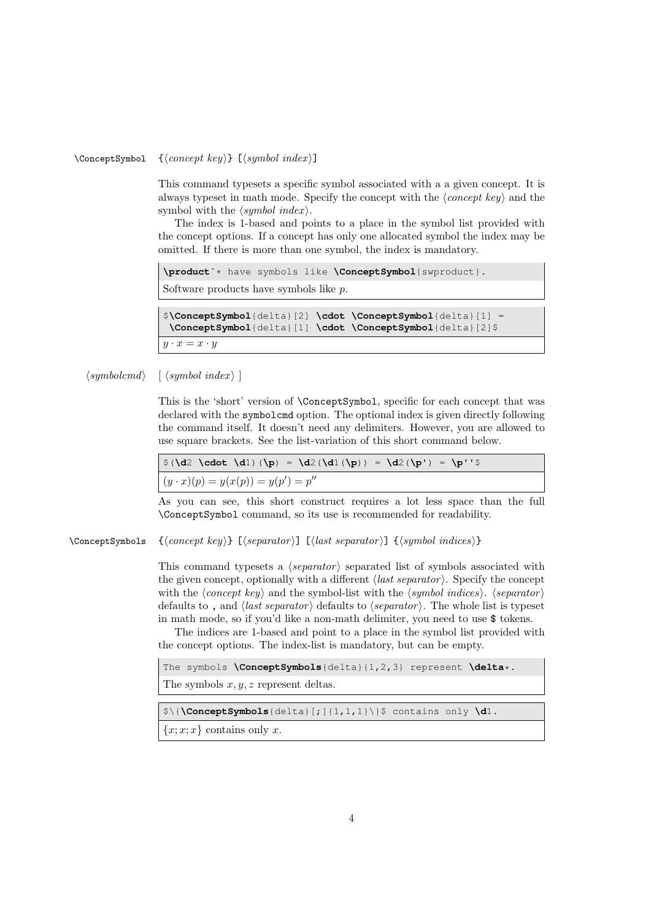`\ConceptSymbol` {⟨*concept key*⟩} [⟨*symbol index*⟩]

This command typesets a specific symbol associated with a a given concept. It is always typeset in math mode. Specify the concept with the ⟨*concept key*⟩ and the symbol with the ⟨*symbol index*⟩.

The index is 1-based and points to a place in the symbol list provided with the concept options. If a concept has only one allocated symbol the index may be omitted. If there is more than one symbol, the index is mandatory.

```
\product^* have symbols like \ConceptSymbol{swproduct}.
```

Software products have symbols like $p$.

```
$\ConceptSymbol{delta}[2] \cdot \ConceptSymbol{delta}[1] =
 \ConceptSymbol{delta}[1] \cdot \ConceptSymbol{delta}[2]$
```

$y \cdot x = x \cdot y$

⟨*symbolcmd*⟩ [ ⟨*symbol index*⟩ ]

This is the 'short' version of `\ConceptSymbol`, specific for each concept that was declared with the `symbolcmd` option. The optional index is given directly following the command itself. It doesn't need any delimiters. However, you are allowed to use square brackets. See the list-variation of this short command below.

```
$(\d2 \cdot \d1)(\p) = \d2(\d1(\p)) = \d2(\p') = \p''$
```

$(y \cdot x)(p) = y(x(p)) = y(p') = p''$

As you can see, this short construct requires a lot less space than the full `\ConceptSymbol` command, so its use is recommended for readability.

`\ConceptSymbols` {⟨*concept key*⟩} [⟨*separator*⟩] [⟨*last separator*⟩] {⟨*symbol indices*⟩}

This command typesets a ⟨*separator*⟩ separated list of symbols associated with the given concept, optionally with a different ⟨*last separator*⟩. Specify the concept with the ⟨*concept key*⟩ and the symbol-list with the ⟨*symbol indices*⟩. ⟨*separator*⟩ defaults to `,` and ⟨*last separator*⟩ defaults to ⟨*separator*⟩. The whole list is typeset in math mode, so if you'd like a non-math delimiter, you need to use `$` tokens.

The indices are 1-based and point to a place in the symbol list provided with the concept options. The index-list is mandatory, but can be empty.

```
The symbols \ConceptSymbols{delta}{1,2,3} represent \delta*.
```

The symbols $x, y, z$ represent deltas.

```
$\{\ConceptSymbols{delta}[;]{1,1,1}\}$ contains only \d1.
```

$\{x; x; x\}$ contains only $x$.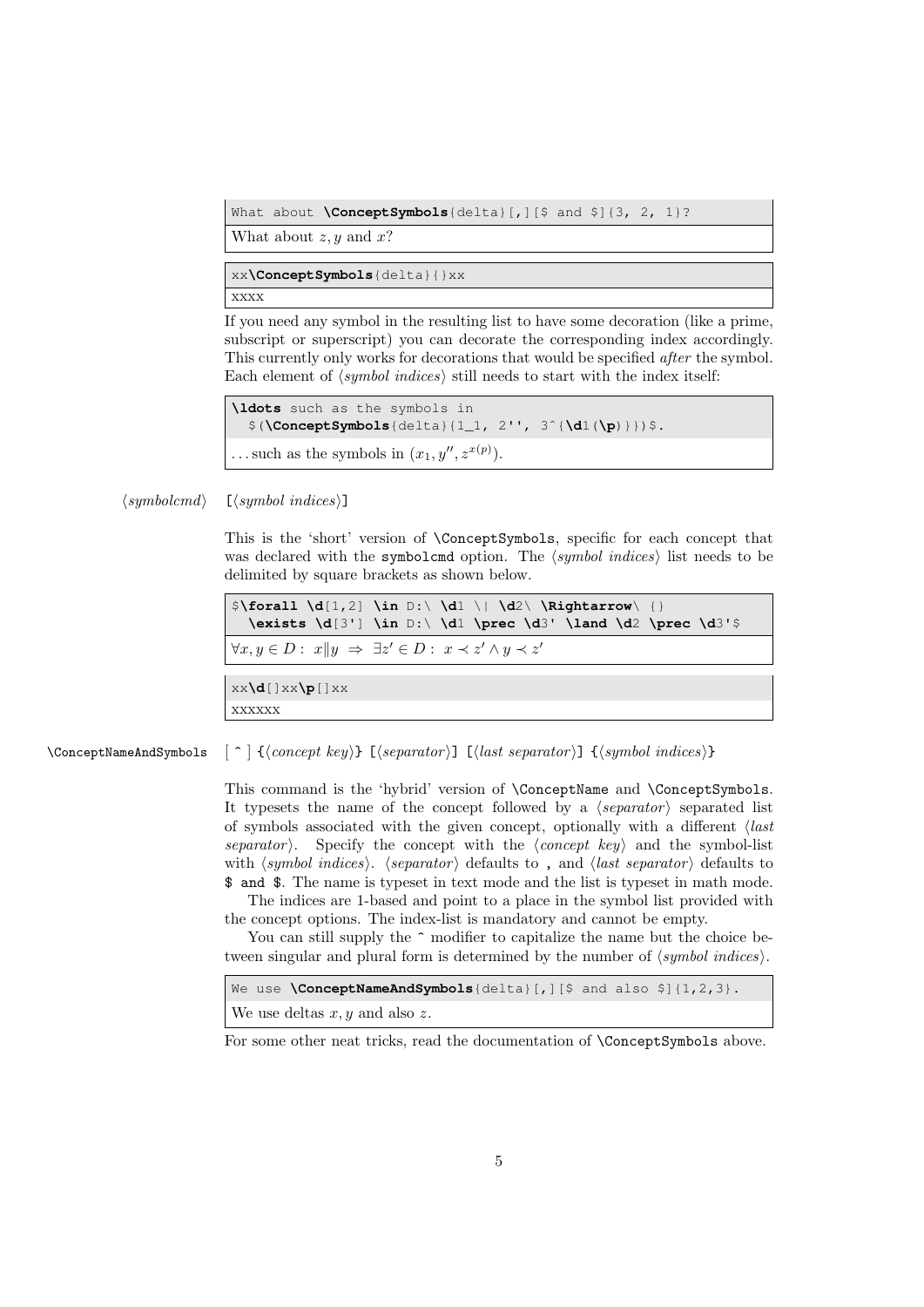```
What about \ConceptSymbols{delta}[,][$ and $]{3, 2, 1}?
```

What about $z, y$ and $x$?

```
xx\ConceptSymbols{delta}{}xx
```

xxxx

If you need any symbol in the resulting list to have some decoration (like a prime, subscript or superscript) you can decorate the corresponding index accordingly. This currently only works for decorations that would be specified *after* the symbol. Each element of ⟨*symbol indices*⟩ still needs to start with the index itself:

```
\ldots such as the symbols in
  $(\ConceptSymbols{delta}{1_1, 2'', 3^{\d1(\p)}})$.
```

...such as the symbols in $(x_1, y'', z^{x(p)})$.

⟨*symbolcmd*⟩ `[`⟨*symbol indices*⟩`]`

This is the 'short' version of `\ConceptSymbols`, specific for each concept that was declared with the `symbolcmd` option. The ⟨*symbol indices*⟩ list needs to be delimited by square brackets as shown below.

```
$\forall \d[1,2] \in D:\ \d1 \| \d2\ \Rightarrow\ {}
  \exists \d[3'] \in D:\ \d1 \prec \d3' \land \d2 \prec \d3'$
```

$\forall x, y \in D :\ x \| y\ \Rightarrow\ \exists z' \in D :\ x \prec z' \land y \prec z'$

```
xx\d[]xx\p[]xx
```

xxxxxx

`\ConceptNameAndSymbols` `[^]` `{`⟨*concept key*⟩`}` `[`⟨*separator*⟩`]` `[`⟨*last separator*⟩`]` `{`⟨*symbol indices*⟩`}`

This command is the 'hybrid' version of `\ConceptName` and `\ConceptSymbols`. It typesets the name of the concept followed by a ⟨*separator*⟩ separated list of symbols associated with the given concept, optionally with a different ⟨*last separator*⟩. Specify the concept with the ⟨*concept key*⟩ and the symbol-list with ⟨*symbol indices*⟩. ⟨*separator*⟩ defaults to `,` and ⟨*last separator*⟩ defaults to `$ and $`. The name is typeset in text mode and the list is typeset in math mode.

The indices are 1-based and point to a place in the symbol list provided with the concept options. The index-list is mandatory and cannot be empty.

You can still supply the `^` modifier to capitalize the name but the choice between singular and plural form is determined by the number of ⟨*symbol indices*⟩.

```
We use \ConceptNameAndSymbols{delta}[,][$ and also $]{1,2,3}.
```

We use deltas $x, y$ and also $z$.

For some other neat tricks, read the documentation of `\ConceptSymbols` above.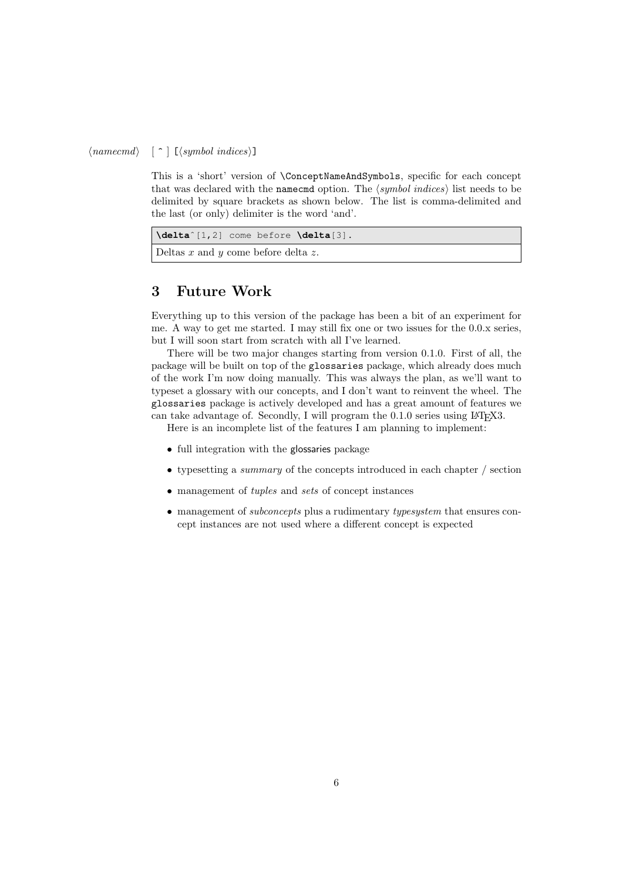⟨*namecmd*⟩ [ ^ ] [⟨*symbol indices*⟩]

This is a 'short' version of `\ConceptNameAndSymbols`, specific for each concept that was declared with the `namecmd` option. The ⟨*symbol indices*⟩ list needs to be delimited by square brackets as shown below. The list is comma-delimited and the last (or only) delimiter is the word 'and'.

```
\delta^[1,2] come before \delta[3].
```

Deltas $x$ and $y$ come before delta $z$.

## 3 Future Work

Everything up to this version of the package has been a bit of an experiment for me. A way to get me started. I may still fix one or two issues for the 0.0.x series, but I will soon start from scratch with all I've learned.

There will be two major changes starting from version 0.1.0. First of all, the package will be built on top of the `glossaries` package, which already does much of the work I'm now doing manually. This was always the plan, as we'll want to typeset a glossary with our concepts, and I don't want to reinvent the wheel. The `glossaries` package is actively developed and has a great amount of features we can take advantage of. Secondly, I will program the 0.1.0 series using LaTeX3.

Here is an incomplete list of the features I am planning to implement:

- full integration with the glossaries package
- typesetting a *summary* of the concepts introduced in each chapter / section
- management of *tuples* and *sets* of concept instances
- management of *subconcepts* plus a rudimentary *typesystem* that ensures concept instances are not used where a different concept is expected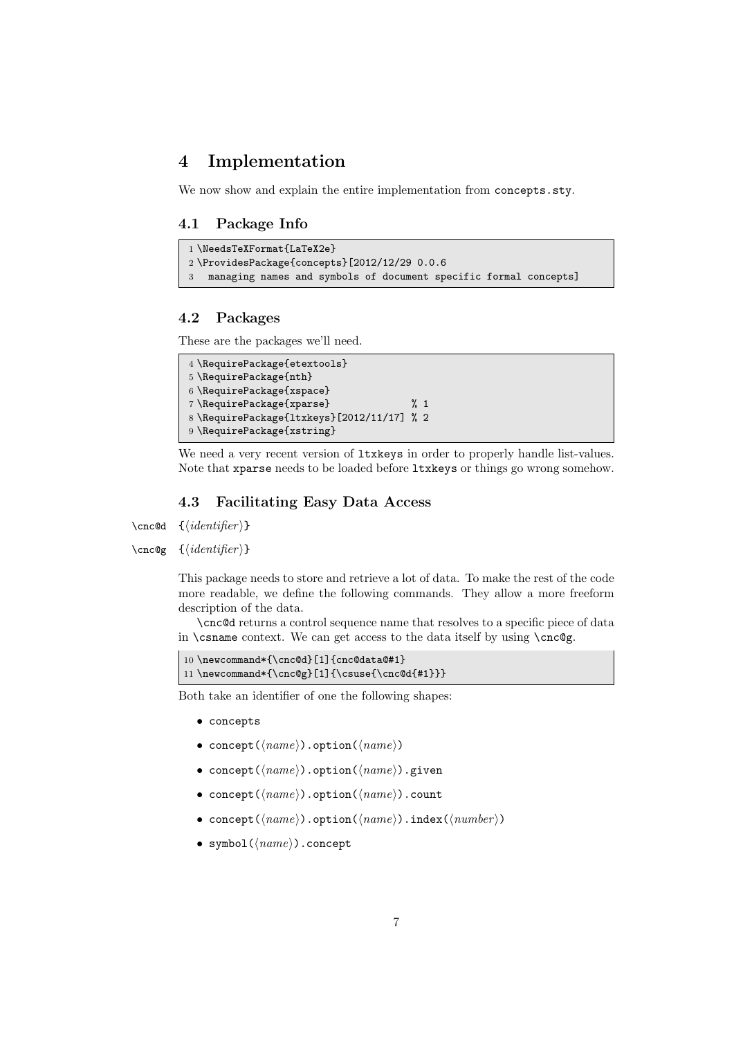# 4 Implementation

We now show and explain the entire implementation from `concepts.sty`.

## 4.1 Package Info

```
1 \NeedsTeXFormat{LaTeX2e}
2 \ProvidesPackage{concepts}[2012/12/29 0.0.6
3   managing names and symbols of document specific formal concepts]
```

## 4.2 Packages

These are the packages we'll need.

```
4 \RequirePackage{etextools}
5 \RequirePackage{nth}
6 \RequirePackage{xspace}
7 \RequirePackage{xparse}              % 1
8 \RequirePackage{ltxkeys}[2012/11/17] % 2
9 \RequirePackage{xstring}
```

We need a very recent version of `ltxkeys` in order to properly handle list-values. Note that `xparse` needs to be loaded before `ltxkeys` or things go wrong somehow.

## 4.3 Facilitating Easy Data Access

`\cnc@d` {⟨*identifier*⟩}

`\cnc@g` {⟨*identifier*⟩}

This package needs to store and retrieve a lot of data. To make the rest of the code more readable, we define the following commands. They allow a more freeform description of the data.

`\cnc@d` returns a control sequence name that resolves to a specific piece of data in `\csname` context. We can get access to the data itself by using `\cnc@g`.

```
10 \newcommand*{\cnc@d}[1]{cnc@data@#1}
11 \newcommand*{\cnc@g}[1]{\csuse{\cnc@d{#1}}}
```

Both take an identifier of one the following shapes:

- `concepts`
- `concept(`⟨*name*⟩`).option(`⟨*name*⟩`)`
- `concept(`⟨*name*⟩`).option(`⟨*name*⟩`).given`
- `concept(`⟨*name*⟩`).option(`⟨*name*⟩`).count`
- `concept(`⟨*name*⟩`).option(`⟨*name*⟩`).index(`⟨*number*⟩`)`
- `symbol(`⟨*name*⟩`).concept`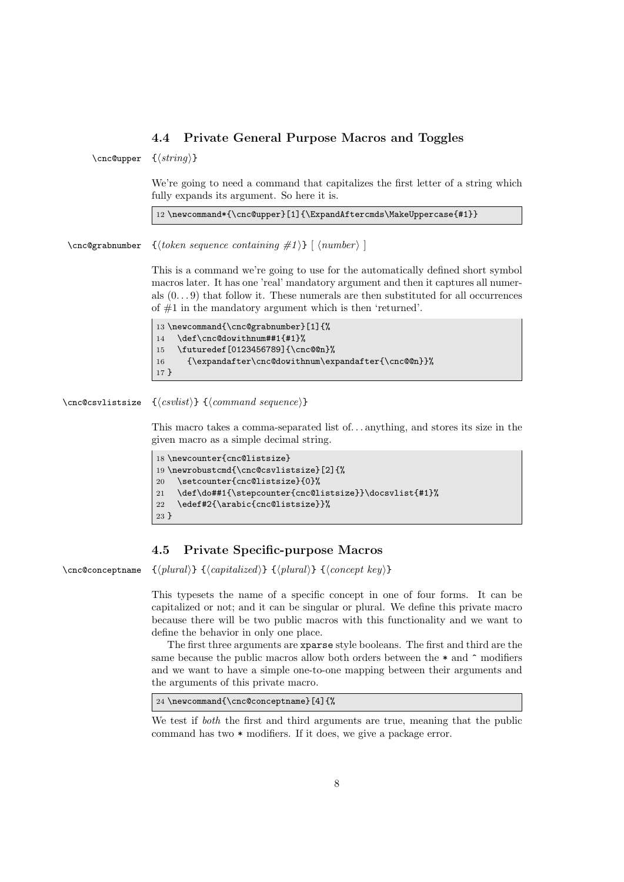## 4.4 Private General Purpose Macros and Toggles

`\cnc@upper` {⟨*string*⟩}

We're going to need a command that capitalizes the first letter of a string which fully expands its argument. So here it is.

```
12 \newcommand*{\cnc@upper}[1]{\ExpandAftercmds\MakeUppercase{#1}}
```

`\cnc@grabnumber` {⟨*token sequence containing #1*⟩} [ ⟨*number*⟩ ]

This is a command we're going to use for the automatically defined short symbol macros later. It has one 'real' mandatory argument and then it captures all numerals (0. . . 9) that follow it. These numerals are then substituted for all occurrences of #1 in the mandatory argument which is then 'returned'.

```
13 \newcommand{\cnc@grabnumber}[1]{%
14   \def\cnc@dowithnum##1{#1}%
15   \futuredef[0123456789]{\cnc@@n}%
16     {\expandafter\cnc@dowithnum\expandafter{\cnc@@n}}%
17 }
```

`\cnc@csvlistsize` {⟨*csvlist*⟩} {⟨*command sequence*⟩}

This macro takes a comma-separated list of. . . anything, and stores its size in the given macro as a simple decimal string.

```
18 \newcounter{cnc@listsize}
19 \newrobustcmd{\cnc@csvlistsize}[2]{%
20   \setcounter{cnc@listsize}{0}%
21   \def\do##1{\stepcounter{cnc@listsize}}\docsvlist{#1}%
22   \edef#2{\arabic{cnc@listsize}}%
23 }
```

## 4.5 Private Specific-purpose Macros

`\cnc@conceptname` {⟨*plural*⟩} {⟨*capitalized*⟩} {⟨*plural*⟩} {⟨*concept key*⟩}

This typesets the name of a specific concept in one of four forms. It can be capitalized or not; and it can be singular or plural. We define this private macro because there will be two public macros with this functionality and we want to define the behavior in only one place.

The first three arguments are `xparse` style booleans. The first and third are the same because the public macros allow both orders between the `*` and `^` modifiers and we want to have a simple one-to-one mapping between their arguments and the arguments of this private macro.

```
24 \newcommand{\cnc@conceptname}[4]{%
```

We test if *both* the first and third arguments are true, meaning that the public command has two `*` modifiers. If it does, we give a package error.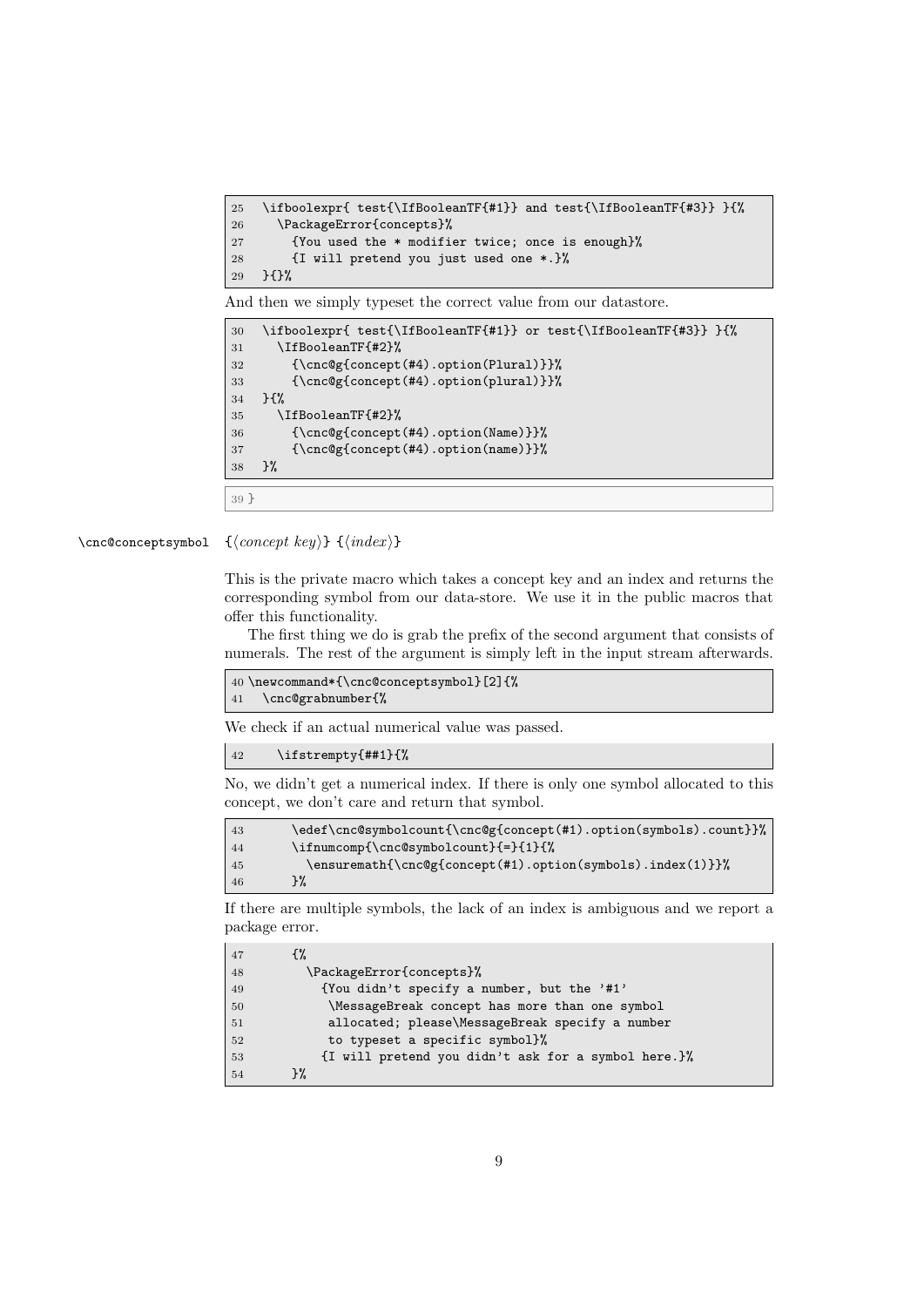```
25   \ifboolexpr{ test{\IfBooleanTF{#1}} and test{\IfBooleanTF{#3}} }{%
26     \PackageError{concepts}%
27       {You used the * modifier twice; once is enough}%
28       {I will pretend you just used one *.}%
29   }{}%
```

And then we simply typeset the correct value from our datastore.

```
30   \ifboolexpr{ test{\IfBooleanTF{#1}} or test{\IfBooleanTF{#3}} }{%
31     \IfBooleanTF{#2}%
32       {\cnc@g{concept(#4).option(Plural)}}%
33       {\cnc@g{concept(#4).option(plural)}}%
34   }{%
35     \IfBooleanTF{#2}%
36       {\cnc@g{concept(#4).option(Name)}}%
37       {\cnc@g{concept(#4).option(name)}}%
38   }%
```

```
39 }
```

`\cnc@conceptsymbol` {⟨*concept key*⟩} {⟨*index*⟩}

This is the private macro which takes a concept key and an index and returns the corresponding symbol from our data-store. We use it in the public macros that offer this functionality.

The first thing we do is grab the prefix of the second argument that consists of numerals. The rest of the argument is simply left in the input stream afterwards.

```
40 \newcommand*{\cnc@conceptsymbol}[2]{%
41   \cnc@grabnumber{%
```

We check if an actual numerical value was passed.

```
42     \ifstrempty{##1}{%
```

No, we didn't get a numerical index. If there is only one symbol allocated to this concept, we don't care and return that symbol.

```
43       \edef\cnc@symbolcount{\cnc@g{concept(#1).option(symbols).count}}%
44       \ifnumcomp{\cnc@symbolcount}{=}{1}{%
45         \ensuremath{\cnc@g{concept(#1).option(symbols).index(1)}}%
46       }%
```

If there are multiple symbols, the lack of an index is ambiguous and we report a package error.

```
47       {%
48         \PackageError{concepts}%
49           {You didn't specify a number, but the '#1'
50            \MessageBreak concept has more than one symbol
51            allocated; please\MessageBreak specify a number
52            to typeset a specific symbol}%
53           {I will pretend you didn't ask for a symbol here.}%
54       }%
```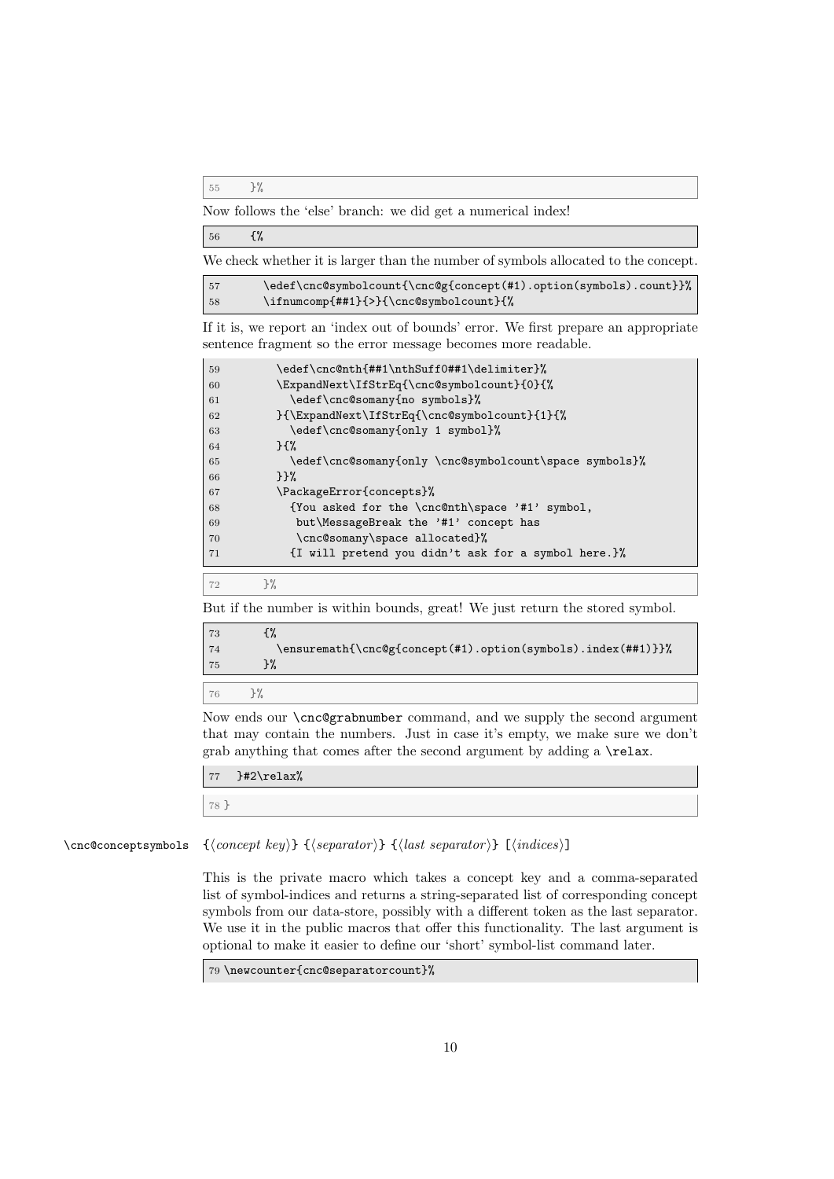```
55     }%
```

Now follows the 'else' branch: we did get a numerical index!

```
56     {%
```

We check whether it is larger than the number of symbols allocated to the concept.

```
57       \edef\cnc@symbolcount{\cnc@g{concept(#1).option(symbols).count}}%
58       \ifnumcomp{##1}{>}{\cnc@symbolcount}{%
```

If it is, we report an 'index out of bounds' error. We first prepare an appropriate sentence fragment so the error message becomes more readable.

```
59         \edef\cnc@nth{##1\nthSuff0##1\delimiter}%
60         \ExpandNext\IfStrEq{\cnc@symbolcount}{0}{%
61           \edef\cnc@somany{no symbols}%
62         }{\ExpandNext\IfStrEq{\cnc@symbolcount}{1}{%
63           \edef\cnc@somany{only 1 symbol}%
64         }{%
65           \edef\cnc@somany{only \cnc@symbolcount\space symbols}%
66         }}%
67         \PackageError{concepts}%
68           {You asked for the \cnc@nth\space '#1' symbol,
69            but\MessageBreak the '#1' concept has
70            \cnc@somany\space allocated}%
71           {I will pretend you didn't ask for a symbol here.}%
```

```
72       }%
```

But if the number is within bounds, great! We just return the stored symbol.

```
73       {%
74         \ensuremath{\cnc@g{concept(#1).option(symbols).index(##1)}}%
75       }%
```

```
76     }%
```

Now ends our `\cnc@grabnumber` command, and we supply the second argument that may contain the numbers. Just in case it's empty, we make sure we don't grab anything that comes after the second argument by adding a `\relax`.

```
77   }#2\relax%
```

```
78 }
```

`\cnc@conceptsymbols` {⟨*concept key*⟩} {⟨*separator*⟩} {⟨*last separator*⟩} [⟨*indices*⟩]

This is the private macro which takes a concept key and a comma-separated list of symbol-indices and returns a string-separated list of corresponding concept symbols from our data-store, possibly with a different token as the last separator. We use it in the public macros that offer this functionality. The last argument is optional to make it easier to define our 'short' symbol-list command later.

```
79 \newcounter{cnc@separatorcount}%
```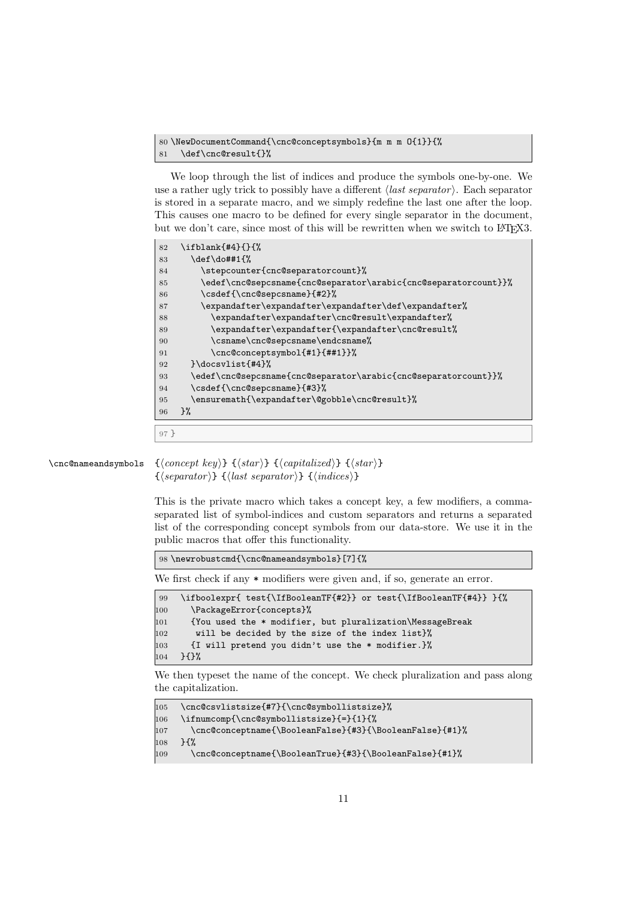```
80 \NewDocumentCommand{\cnc@conceptsymbols}{m m m O{1}}{%
81   \def\cnc@result{}%
```

We loop through the list of indices and produce the symbols one-by-one. We use a rather ugly trick to possibly have a different ⟨*last separator*⟩. Each separator is stored in a separate macro, and we simply redefine the last one after the loop. This causes one macro to be defined for every single separator in the document, but we don't care, since most of this will be rewritten when we switch to LaTeX3.

```
82   \ifblank{#4}{}{%
83     \def\do##1{%
84       \stepcounter{cnc@separatorcount}%
85       \edef\cnc@sepcsname{cnc@separator\arabic{cnc@separatorcount}}%
86       \csdef{\cnc@sepcsname}{#2}%
87       \expandafter\expandafter\expandafter\def\expandafter%
88         \expandafter\expandafter\cnc@result\expandafter%
89         \expandafter\expandafter{\expandafter\cnc@result%
90         \csname\cnc@sepcsname\endcsname%
91         \cnc@conceptsymbol{#1}{##1}}%
92     }\docsvlist{#4}%
93     \edef\cnc@sepcsname{cnc@separator\arabic{cnc@separatorcount}}%
94     \csdef{\cnc@sepcsname}{#3}%
95     \ensuremath{\expandafter\@gobble\cnc@result}%
96   }%
```

```
97 }
```

`\cnc@nameandsymbols` {⟨*concept key*⟩} {⟨*star*⟩} {⟨*capitalized*⟩} {⟨*star*⟩} {⟨*separator*⟩} {⟨*last separator*⟩} {⟨*indices*⟩}

This is the private macro which takes a concept key, a few modifiers, a comma-separated list of symbol-indices and custom separators and returns a separated list of the corresponding concept symbols from our data-store. We use it in the public macros that offer this functionality.

```
98 \newrobustcmd{\cnc@nameandsymbols}[7]{%
```

We first check if any * modifiers were given and, if so, generate an error.

```
99   \ifboolexpr{ test{\IfBooleanTF{#2}} or test{\IfBooleanTF{#4}} }{%
100    \PackageError{concepts}%
101    {You used the * modifier, but pluralization\MessageBreak
102     will be decided by the size of the index list}%
103    {I will pretend you didn't use the * modifier.}%
104  }{}%
```

We then typeset the name of the concept. We check pluralization and pass along the capitalization.

```
105  \cnc@csvlistsize{#7}{\cnc@symbollistsize}%
106  \ifnumcomp{\cnc@symbollistsize}{=}{1}{%
107    \cnc@conceptname{\BooleanFalse}{#3}{\BooleanFalse}{#1}%
108  }{%
109    \cnc@conceptname{\BooleanTrue}{#3}{\BooleanFalse}{#1}%
```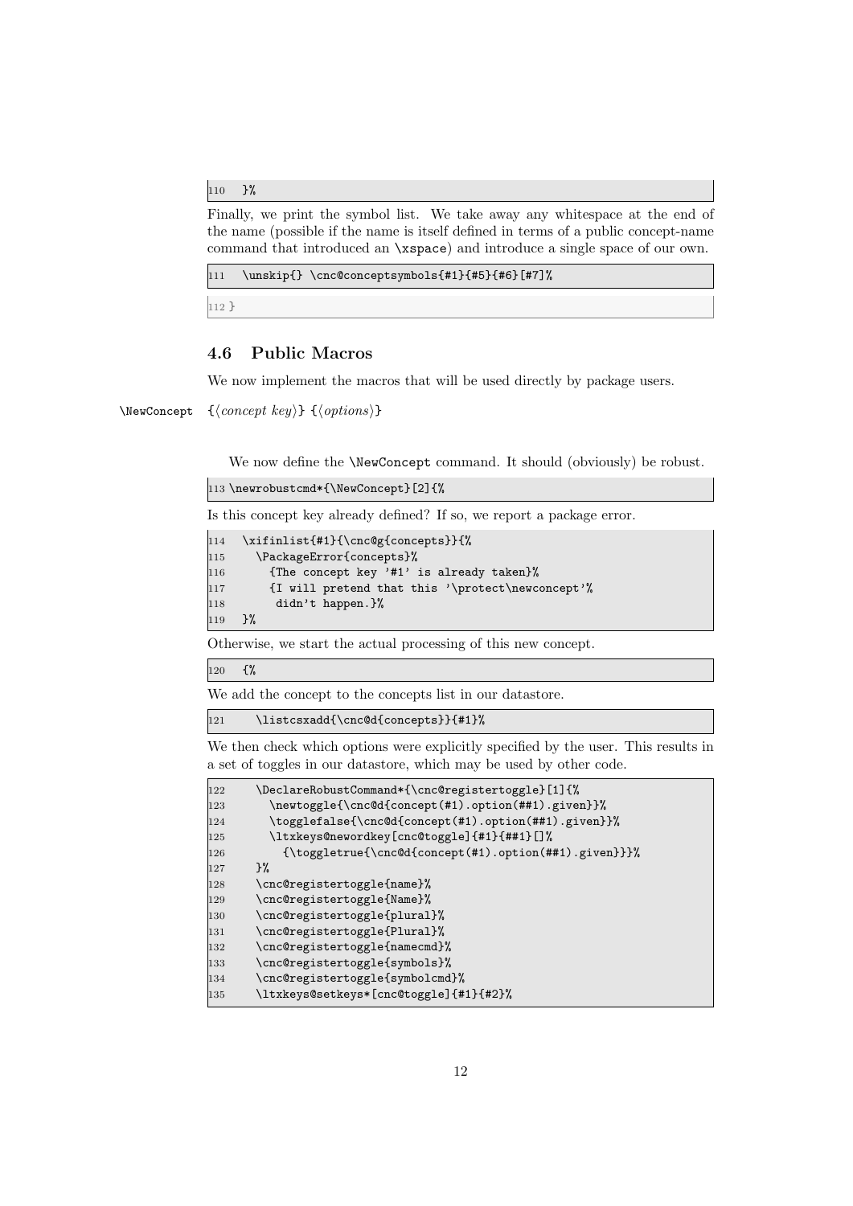```
110   }%
```

Finally, we print the symbol list. We take away any whitespace at the end of the name (possible if the name is itself defined in terms of a public concept-name command that introduced an `\xspace`) and introduce a single space of our own.

```
111   \unskip{} \cnc@conceptsymbols{#1}{#5}{#6}[#7]%
```

```
112 }
```

### 4.6 Public Macros

We now implement the macros that will be used directly by package users.

`\NewConcept` {⟨*concept key*⟩} {⟨*options*⟩}

We now define the `\NewConcept` command. It should (obviously) be robust.

```
113 \newrobustcmd*{\NewConcept}[2]{%
```

Is this concept key already defined? If so, we report a package error.

```
114   \xifinlist{#1}{\cnc@g{concepts}}{%
115     \PackageError{concepts}%
116       {The concept key '#1' is already taken}%
117       {I will pretend that this '\protect\newconcept'%
118        didn't happen.}%
119   }%
```

Otherwise, we start the actual processing of this new concept.

```
120   {%
```

We add the concept to the concepts list in our datastore.

```
121     \listcsxadd{\cnc@d{concepts}}{#1}%
```

We then check which options were explicitly specified by the user. This results in a set of toggles in our datastore, which may be used by other code.

```
122     \DeclareRobustCommand*{\cnc@registertoggle}[1]{%
123       \newtoggle{\cnc@d{concept(#1).option(##1).given}}%
124       \togglefalse{\cnc@d{concept(#1).option(##1).given}}%
125       \ltxkeys@newordkey[cnc@toggle]{#1}{##1}[]%
126         {\toggletrue{\cnc@d{concept(#1).option(##1).given}}}%
127     }%
128     \cnc@registertoggle{name}%
129     \cnc@registertoggle{Name}%
130     \cnc@registertoggle{plural}%
131     \cnc@registertoggle{Plural}%
132     \cnc@registertoggle{namecmd}%
133     \cnc@registertoggle{symbols}%
134     \cnc@registertoggle{symbolcmd}%
135     \ltxkeys@setkeys*[cnc@toggle]{#1}{#2}%
```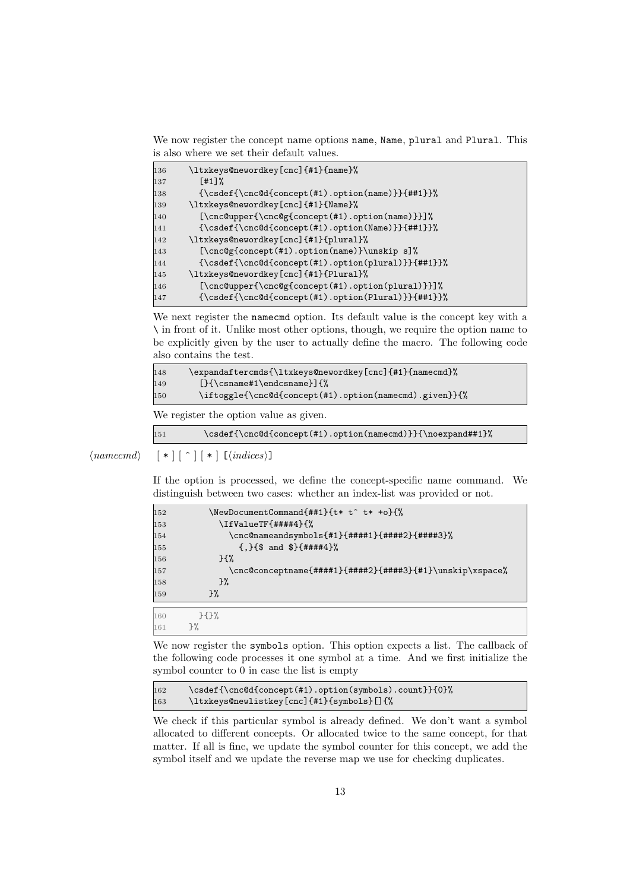We now register the concept name options name, Name, plural and Plural. This is also where we set their default values.

```
136     \ltxkeys@newordkey[cnc]{#1}{name}%
137       [#1]%
138       {\csdef{\cnc@d{concept(#1).option(name)}}{##1}}%
139     \ltxkeys@newordkey[cnc]{#1}{Name}%
140       [\cnc@upper{\cnc@g{concept(#1).option(name)}}]%
141       {\csdef{\cnc@d{concept(#1).option(Name)}}{##1}}%
142     \ltxkeys@newordkey[cnc]{#1}{plural}%
143       [\cnc@g{concept(#1).option(name)}\unskip s]%
144       {\csdef{\cnc@d{concept(#1).option(plural)}}{##1}}%
145     \ltxkeys@newordkey[cnc]{#1}{Plural}%
146       [\cnc@upper{\cnc@g{concept(#1).option(plural)}}]%
147       {\csdef{\cnc@d{concept(#1).option(Plural)}}{##1}}%
```

We next register the namecmd option. Its default value is the concept key with a \ in front of it. Unlike most other options, though, we require the option name to be explicitly given by the user to actually define the macro. The following code also contains the test.

```
148     \expandaftercmds{\ltxkeys@newordkey[cnc]{#1}{namecmd}%
149       []{\csname#1\endcsname}]{%
150       \iftoggle{\cnc@d{concept(#1).option(namecmd).given}}{%
```

We register the option value as given.

```
151         \csdef{\cnc@d{concept(#1).option(namecmd)}}{\noexpand##1}%
```

⟨*namecmd*⟩ [ * ] [ ^ ] [ * ] [⟨*indices*⟩]

If the option is processed, we define the concept-specific name command. We distinguish between two cases: whether an index-list was provided or not.

```
152         \NewDocumentCommand{##1}{t* t^ t* +o}{%
153           \IfValueTF{####4}{%
154             \cnc@nameandsymbols{#1}{####1}{####2}{####3}%
155               {,}{$ and $}{####4}%
156           }{%
157             \cnc@conceptname{####1}{####2}{####3}{#1}\unskip\xspace%
158           }%
159         }%
```

```
160       }{}%
161     }%
```

We now register the symbols option. This option expects a list. The callback of the following code processes it one symbol at a time. And we first initialize the symbol counter to 0 in case the list is empty

```
162     \csdef{\cnc@d{concept(#1).option(symbols).count}}{0}%
163     \ltxkeys@newlistkey[cnc]{#1}{symbols}[]{%
```

We check if this particular symbol is already defined. We don't want a symbol allocated to different concepts. Or allocated twice to the same concept, for that matter. If all is fine, we update the symbol counter for this concept, we add the symbol itself and we update the reverse map we use for checking duplicates.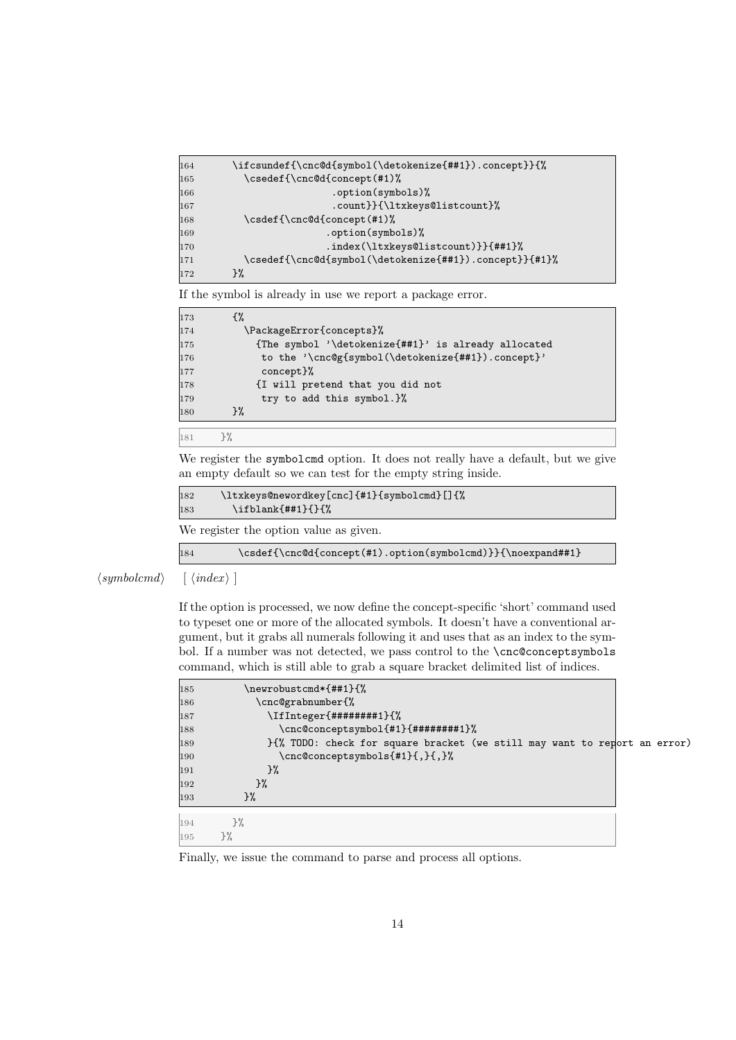```
164      \ifcsundef{\cnc@d{symbol(\detokenize{##1}).concept}}{%
165        \csedef{\cnc@d{concept(#1)%
166                       .option(symbols)%
167                       .count}}{\ltxkeys@listcount}%
168        \csdef{\cnc@d{concept(#1)%
169                      .option(symbols)%
170                      .index(\ltxkeys@listcount)}}{##1}%
171        \csedef{\cnc@d{symbol(\detokenize{##1}).concept}}{#1}%
172      }%
```

If the symbol is already in use we report a package error.

```
173      {%
174        \PackageError{concepts}%
175          {The symbol '\detokenize{##1}' is already allocated
176           to the '\cnc@g{symbol(\detokenize{##1}).concept}'
177           concept}%
178          {I will pretend that you did not
179           try to add this symbol.}%
180      }%
```

```
181    }%
```

We register the symbolcmd option. It does not really have a default, but we give an empty default so we can test for the empty string inside.

```
182    \ltxkeys@newordkey[cnc]{#1}{symbolcmd}[]{%
183      \ifblank{##1}{}{%
```

We register the option value as given.

```
184        \csdef{\cnc@d{concept(#1).option(symbolcmd)}}{\noexpand##1}
```

⟨*symbolcmd*⟩ [ ⟨*index*⟩ ]

If the option is processed, we now define the concept-specific 'short' command used to typeset one or more of the allocated symbols. It doesn't have a conventional argument, but it grabs all numerals following it and uses that as an index to the symbol. If a number was not detected, we pass control to the \cnc@conceptsymbols command, which is still able to grab a square bracket delimited list of indices.

```
185        \newrobustcmd*{##1}{%
186          \cnc@grabnumber{%
187            \IfInteger{########1}{%
188              \cnc@conceptsymbol{#1}{########1}%
189            }{% TODO: check for square bracket (we still may want to report an error)
190              \cnc@conceptsymbols{#1}{,}{,}%
191            }%
192          }%
193        }%
```

```
194      }%
195    }%
```

Finally, we issue the command to parse and process all options.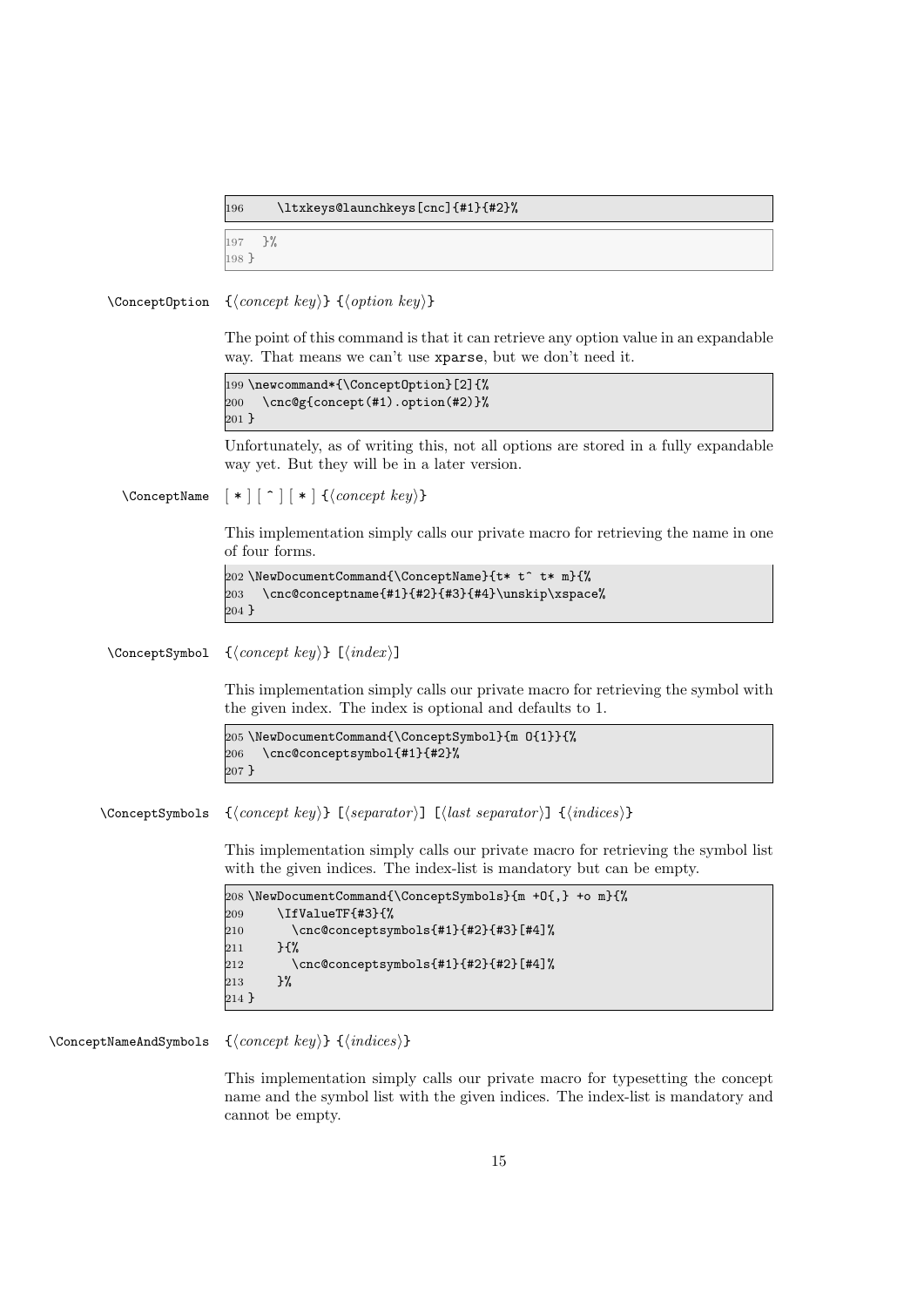```
196     \ltxkeys@launchkeys[cnc]{#1}{#2}%
```

```
197   }%
198 }
```

`\ConceptOption` {⟨*concept key*⟩} {⟨*option key*⟩}

The point of this command is that it can retrieve any option value in an expandable way. That means we can't use `xparse`, but we don't need it.

```
199 \newcommand*{\ConceptOption}[2]{%
200   \cnc@g{concept(#1).option(#2)}%
201 }
```

Unfortunately, as of writing this, not all options are stored in a fully expandable way yet. But they will be in a later version.

`\ConceptName` [ * ] [ ^ ] [ * ] {⟨*concept key*⟩}

This implementation simply calls our private macro for retrieving the name in one of four forms.

```
202 \NewDocumentCommand{\ConceptName}{t* t^ t* m}{%
203   \cnc@conceptname{#1}{#2}{#3}{#4}\unskip\xspace%
204 }
```

`\ConceptSymbol` {⟨*concept key*⟩} [⟨*index*⟩]

This implementation simply calls our private macro for retrieving the symbol with the given index. The index is optional and defaults to 1.

```
205 \NewDocumentCommand{\ConceptSymbol}{m O{1}}{%
206   \cnc@conceptsymbol{#1}{#2}%
207 }
```

`\ConceptSymbols` {⟨*concept key*⟩} [⟨*separator*⟩] [⟨*last separator*⟩] {⟨*indices*⟩}

This implementation simply calls our private macro for retrieving the symbol list with the given indices. The index-list is mandatory but can be empty.

```
208 \NewDocumentCommand{\ConceptSymbols}{m +O{,} +o m}{%
209     \IfValueTF{#3}{%
210       \cnc@conceptsymbols{#1}{#2}{#3}[#4]%
211     }{%
212       \cnc@conceptsymbols{#1}{#2}{#2}[#4]%
213     }%
214 }
```

`\ConceptNameAndSymbols` {⟨*concept key*⟩} {⟨*indices*⟩}

This implementation simply calls our private macro for typesetting the concept name and the symbol list with the given indices. The index-list is mandatory and cannot be empty.